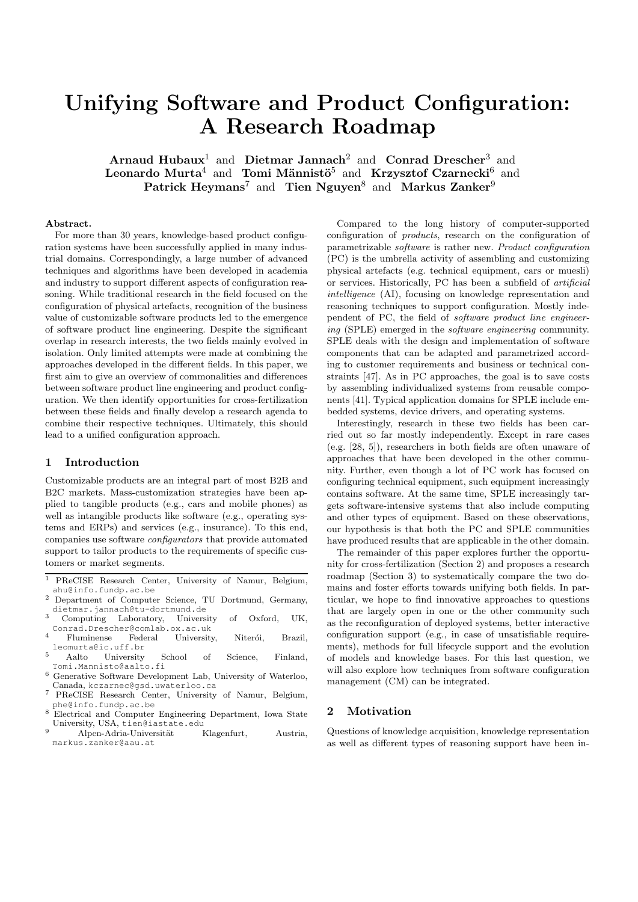# Unifying Software and Product Configuration: A Research Roadmap

**Arnaud Hubaux**[1] and **Dietmar Jannach**[2] and **Conrad Drescher**[3] and **Leonardo Murta**[4] and **Tomi Männistö**[5] and **Krzysztof Czarnecki**[6] and **Patrick Heymans**[7] and **Tien Nguyen**[8] and **Markus Zanker**[9]

**Abstract.**

For more than 30 years, knowledge-based product configuration systems have been successfully applied in many industrial domains. Correspondingly, a large number of advanced techniques and algorithms have been developed in academia and industry to support different aspects of configuration reasoning. While traditional research in the field focused on the configuration of physical artefacts, recognition of the business value of customizable software products led to the emergence of software product line engineering. Despite the significant overlap in research interests, the two fields mainly evolved in isolation. Only limited attempts were made at combining the approaches developed in the different fields. In this paper, we first aim to give an overview of commonalities and differences between software product line engineering and product configuration. We then identify opportunities for cross-fertilization between these fields and finally develop a research agenda to combine their respective techniques. Ultimately, this should lead to a unified configuration approach.

## 1 Introduction

Customizable products are an integral part of most B2B and B2C markets. Mass-customization strategies have been applied to tangible products (e.g., cars and mobile phones) as well as intangible products like software (e.g., operating systems and ERPs) and services (e.g., insurance). To this end, companies use software *configurators* that provide automated support to tailor products to the requirements of specific customers or market segments.

Compared to the long history of computer-supported configuration of *products*, research on the configuration of parametrizable *software* is rather new. *Product configuration* (PC) is the umbrella activity of assembling and customizing physical artefacts (e.g. technical equipment, cars or muesli) or services. Historically, PC has been a subfield of *artificial intelligence* (AI), focusing on knowledge representation and reasoning techniques to support configuration. Mostly independent of PC, the field of *software product line engineering* (SPLE) emerged in the *software engineering* community. SPLE deals with the design and implementation of software components that can be adapted and parametrized according to customer requirements and business or technical constraints [47]. As in PC approaches, the goal is to save costs by assembling individualized systems from reusable components [41]. Typical application domains for SPLE include embedded systems, device drivers, and operating systems.

Interestingly, research in these two fields has been carried out so far mostly independently. Except in rare cases (e.g. [28, 5]), researchers in both fields are often unaware of approaches that have been developed in the other community. Further, even though a lot of PC work has focused on configuring technical equipment, such equipment increasingly contains software. At the same time, SPLE increasingly targets software-intensive systems that also include computing and other types of equipment. Based on these observations, our hypothesis is that both the PC and SPLE communities have produced results that are applicable in the other domain.

The remainder of this paper explores further the opportunity for cross-fertilization (Section 2) and proposes a research roadmap (Section 3) to systematically compare the two domains and foster efforts towards unifying both fields. In particular, we hope to find innovative approaches to questions that are largely open in one or the other community such as the reconfiguration of deployed systems, better interactive configuration support (e.g., in case of unsatisfiable requirements), methods for full lifecycle support and the evolution of models and knowledge bases. For this last question, we will also explore how techniques from software configuration management (CM) can be integrated.

## 2 Motivation

Questions of knowledge acquisition, knowledge representation as well as different types of reasoning support have been in-

---

[1] PReCISE Research Center, University of Namur, Belgium, ahu@info.fundp.ac.be

[2] Department of Computer Science, TU Dortmund, Germany, dietmar.jannach@tu-dortmund.de

[3] Computing Laboratory, University of Oxford, UK, Conrad.Drescher@comlab.ox.ac.uk

[4] Fluminense Federal University, Niterói, Brazil, leomurta@ic.uff.br

[5] Aalto University School of Science, Finland, Tomi.Mannisto@aalto.fi

[6] Generative Software Development Lab, University of Waterloo, Canada, kczarnec@gsd.uwaterloo.ca

[7] PReCISE Research Center, University of Namur, Belgium, phe@info.fundp.ac.be

[8] Electrical and Computer Engineering Department, Iowa State University, USA, tien@iastate.edu

[9] Alpen-Adria-Universität Klagenfurt, Austria, markus.zanker@aau.at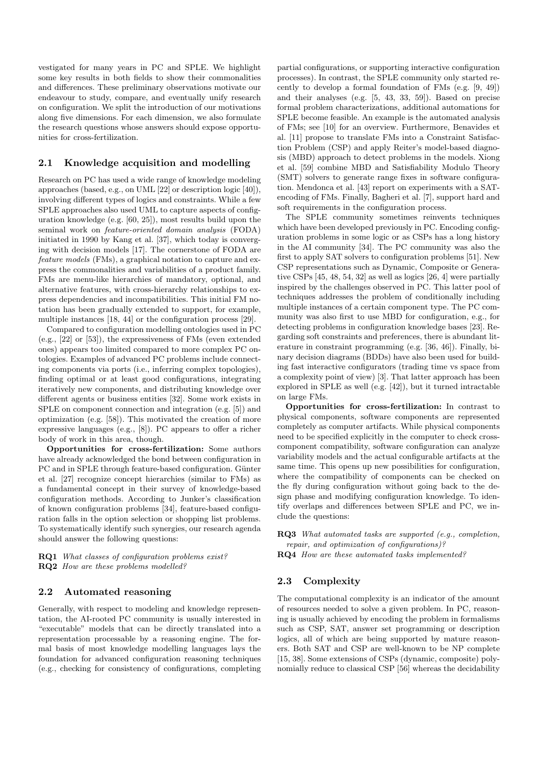vestigated for many years in PC and SPLE. We highlight some key results in both fields to show their commonalities and differences. These preliminary observations motivate our endeavour to study, compare, and eventually unify research on configuration. We split the introduction of our motivations along five dimensions. For each dimension, we also formulate the research questions whose answers should expose opportunities for cross-fertilization.

## 2.1 Knowledge acquisition and modelling

Research on PC has used a wide range of knowledge modeling approaches (based, e.g., on UML [22] or description logic [40]), involving different types of logics and constraints. While a few SPLE approaches also used UML to capture aspects of configuration knowledge (e.g. [60, 25]), most results build upon the seminal work on *feature-oriented domain analysis* (FODA) initiated in 1990 by Kang et al. [37], which today is converging with decision models [17]. The cornerstone of FODA are *feature models* (FMs), a graphical notation to capture and express the commonalities and variabilities of a product family. FMs are menu-like hierarchies of mandatory, optional, and alternative features, with cross-hierarchy relationships to express dependencies and incompatibilities. This initial FM notation has been gradually extended to support, for example, multiple instances [18, 44] or the configuration process [29].

Compared to configuration modelling ontologies used in PC (e.g., [22] or [53]), the expressiveness of FMs (even extended ones) appears too limited compared to more complex PC ontologies. Examples of advanced PC problems include connecting components via ports (i.e., inferring complex topologies), finding optimal or at least good configurations, integrating iteratively new components, and distributing knowledge over different agents or business entities [32]. Some work exists in SPLE on component connection and integration (e.g. [5]) and optimization (e.g. [58]). This motivated the creation of more expressive languages (e.g., [8]). PC appears to offer a richer body of work in this area, though.

**Opportunities for cross-fertilization:** Some authors have already acknowledged the bond between configuration in PC and in SPLE through feature-based configuration. Günter et al. [27] recognize concept hierarchies (similar to FMs) as a fundamental concept in their survey of knowledge-based configuration methods. According to Junker's classification of known configuration problems [34], feature-based configuration falls in the option selection or shopping list problems. To systematically identify such synergies, our research agenda should answer the following questions:

**RQ1** *What classes of configuration problems exist?*
**RQ2** *How are these problems modelled?*

## 2.2 Automated reasoning

Generally, with respect to modeling and knowledge representation, the AI-rooted PC community is usually interested in "executable" models that can be directly translated into a representation processable by a reasoning engine. The formal basis of most knowledge modelling languages lays the foundation for advanced configuration reasoning techniques (e.g., checking for consistency of configurations, completing partial configurations, or supporting interactive configuration processes). In contrast, the SPLE community only started recently to develop a formal foundation of FMs (e.g. [9, 49]) and their analyses (e.g. [5, 43, 33, 59]). Based on precise formal problem characterizations, additional automations for SPLE become feasible. An example is the automated analysis of FMs; see [10] for an overview. Furthermore, Benavides et al. [11] propose to translate FMs into a Constraint Satisfaction Problem (CSP) and apply Reiter's model-based diagnosis (MBD) approach to detect problems in the models. Xiong et al. [59] combine MBD and Satisfiability Modulo Theory (SMT) solvers to generate range fixes in software configuration. Mendonca et al. [43] report on experiments with a SAT-encoding of FMs. Finally, Bagheri et al. [7], support hard and soft requirements in the configuration process.

The SPLE community sometimes reinvents techniques which have been developed previously in PC. Encoding configuration problems in some logic or as CSPs has a long history in the AI community [34]. The PC community was also the first to apply SAT solvers to configuration problems [51]. New CSP representations such as Dynamic, Composite or Generative CSPs [45, 48, 54, 32] as well as logics [26, 4] were partially inspired by the challenges observed in PC. This latter pool of techniques addresses the problem of conditionally including multiple instances of a certain component type. The PC community was also first to use MBD for configuration, e.g., for detecting problems in configuration knowledge bases [23]. Regarding soft constraints and preferences, there is abundant literature in constraint programming (e.g. [36, 46]). Finally, binary decision diagrams (BDDs) have also been used for building fast interactive configurators (trading time vs space from a complexity point of view) [3]. That latter approach has been explored in SPLE as well (e.g. [42]), but it turned intractable on large FMs.

**Opportunities for cross-fertilization:** In contrast to physical components, software components are represented completely as computer artifacts. While physical components need to be specified explicitly in the computer to check cross-component compatibility, software configuration can analyze variability models and the actual configurable artifacts at the same time. This opens up new possibilities for configuration, where the compatibility of components can be checked on the fly during configuration without going back to the design phase and modifying configuration knowledge. To identify overlaps and differences between SPLE and PC, we include the questions:

**RQ3** *What automated tasks are supported (e.g., completion, repair, and optimization of configurations)?*
**RQ4** *How are these automated tasks implemented?*

## 2.3 Complexity

The computational complexity is an indicator of the amount of resources needed to solve a given problem. In PC, reasoning is usually achieved by encoding the problem in formalisms such as CSP, SAT, answer set programming or description logics, all of which are being supported by mature reasoners. Both SAT and CSP are well-known to be NP complete [15, 38]. Some extensions of CSPs (dynamic, composite) polynomially reduce to classical CSP [56] whereas the decidability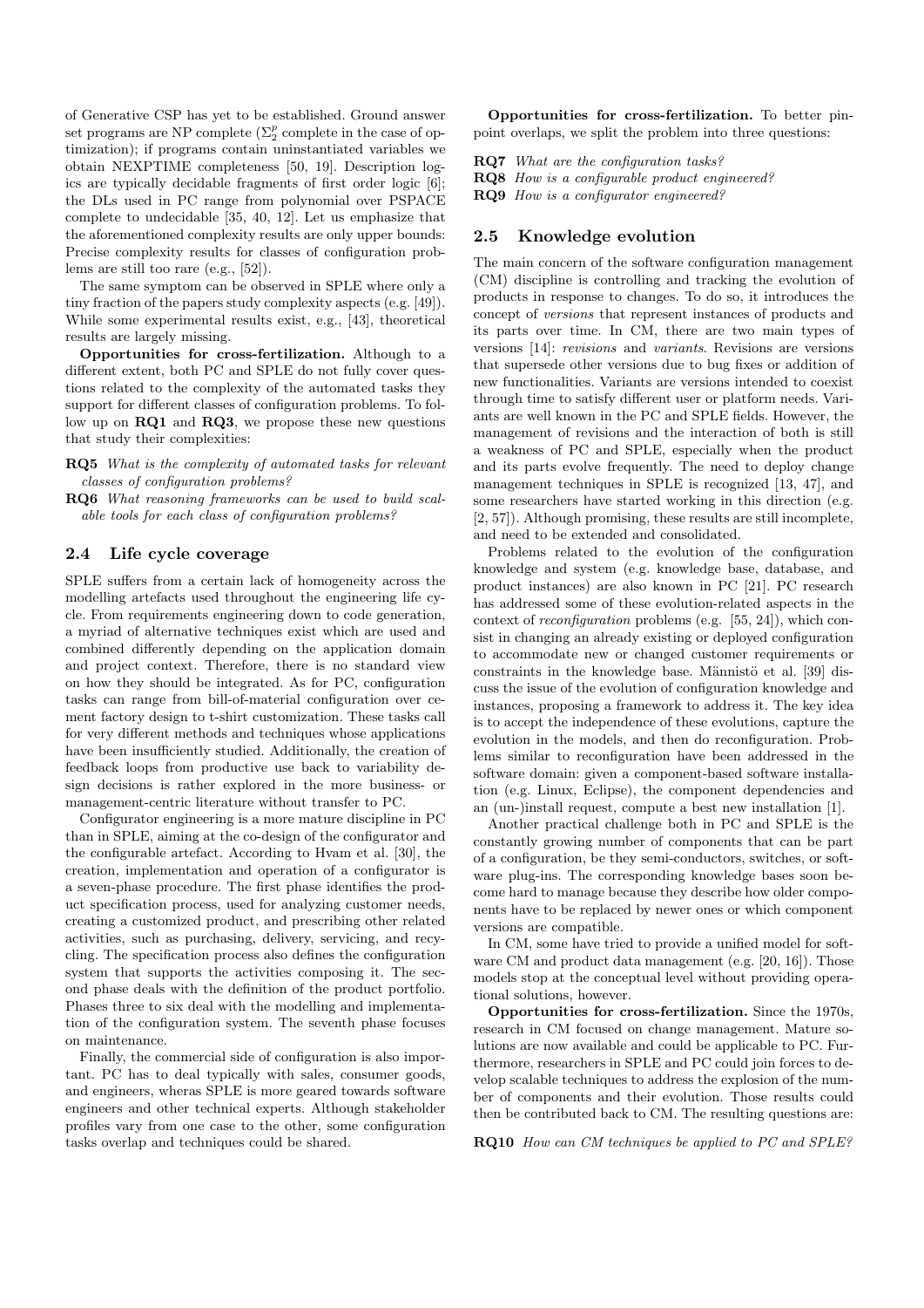of Generative CSP has yet to be established. Ground answer set programs are NP complete ($\Sigma_2^p$ complete in the case of optimization); if programs contain uninstantiated variables we obtain NEXPTIME completeness [50, 19]. Description logics are typically decidable fragments of first order logic [6]; the DLs used in PC range from polynomial over PSPACE complete to undecidable [35, 40, 12]. Let us emphasize that the aforementioned complexity results are only upper bounds: Precise complexity results for classes of configuration problems are still too rare (e.g., [52]).

The same symptom can be observed in SPLE where only a tiny fraction of the papers study complexity aspects (e.g. [49]). While some experimental results exist, e.g., [43], theoretical results are largely missing.

**Opportunities for cross-fertilization.** Although to a different extent, both PC and SPLE do not fully cover questions related to the complexity of the automated tasks they support for different classes of configuration problems. To follow up on **RQ1** and **RQ3**, we propose these new questions that study their complexities:

**RQ5** *What is the complexity of automated tasks for relevant classes of configuration problems?*

**RQ6** *What reasoning frameworks can be used to build scalable tools for each class of configuration problems?*

### 2.4 Life cycle coverage

SPLE suffers from a certain lack of homogeneity across the modelling artefacts used throughout the engineering life cycle. From requirements engineering down to code generation, a myriad of alternative techniques exist which are used and combined differently depending on the application domain and project context. Therefore, there is no standard view on how they should be integrated. As for PC, configuration tasks can range from bill-of-material configuration over cement factory design to t-shirt customization. These tasks call for very different methods and techniques whose applications have been insufficiently studied. Additionally, the creation of feedback loops from productive use back to variability design decisions is rather explored in the more business- or management-centric literature without transfer to PC.

Configurator engineering is a more mature discipline in PC than in SPLE, aiming at the co-design of the configurator and the configurable artefact. According to Hvam et al. [30], the creation, implementation and operation of a configurator is a seven-phase procedure. The first phase identifies the product specification process, used for analyzing customer needs, creating a customized product, and prescribing other related activities, such as purchasing, delivery, servicing, and recycling. The specification process also defines the configuration system that supports the activities composing it. The second phase deals with the definition of the product portfolio. Phases three to six deal with the modelling and implementation of the configuration system. The seventh phase focuses on maintenance.

Finally, the commercial side of configuration is also important. PC has to deal typically with sales, consumer goods, and engineers, wheras SPLE is more geared towards software engineers and other technical experts. Although stakeholder profiles vary from one case to the other, some configuration tasks overlap and techniques could be shared.

**Opportunities for cross-fertilization.** To better pinpoint overlaps, we split the problem into three questions:

**RQ7** *What are the configuration tasks?*

**RQ8** *How is a configurable product engineered?*

**RQ9** *How is a configurator engineered?*

### 2.5 Knowledge evolution

The main concern of the software configuration management (CM) discipline is controlling and tracking the evolution of products in response to changes. To do so, it introduces the concept of *versions* that represent instances of products and its parts over time. In CM, there are two main types of versions [14]: *revisions* and *variants*. Revisions are versions that supersede other versions due to bug fixes or addition of new functionalities. Variants are versions intended to coexist through time to satisfy different user or platform needs. Variants are well known in the PC and SPLE fields. However, the management of revisions and the interaction of both is still a weakness of PC and SPLE, especially when the product and its parts evolve frequently. The need to deploy change management techniques in SPLE is recognized [13, 47], and some researchers have started working in this direction (e.g. [2, 57]). Although promising, these results are still incomplete, and need to be extended and consolidated.

Problems related to the evolution of the configuration knowledge and system (e.g. knowledge base, database, and product instances) are also known in PC [21]. PC research has addressed some of these evolution-related aspects in the context of *reconfiguration* problems (e.g. [55, 24]), which consist in changing an already existing or deployed configuration to accommodate new or changed customer requirements or constraints in the knowledge base. Männistö et al. [39] discuss the issue of the evolution of configuration knowledge and instances, proposing a framework to address it. The key idea is to accept the independence of these evolutions, capture the evolution in the models, and then do reconfiguration. Problems similar to reconfiguration have been addressed in the software domain: given a component-based software installation (e.g. Linux, Eclipse), the component dependencies and an (un-)install request, compute a best new installation [1].

Another practical challenge both in PC and SPLE is the constantly growing number of components that can be part of a configuration, be they semi-conductors, switches, or software plug-ins. The corresponding knowledge bases soon become hard to manage because they describe how older components have to be replaced by newer ones or which component versions are compatible.

In CM, some have tried to provide a unified model for software CM and product data management (e.g. [20, 16]). Those models stop at the conceptual level without providing operational solutions, however.

**Opportunities for cross-fertilization.** Since the 1970s, research in CM focused on change management. Mature solutions are now available and could be applicable to PC. Furthermore, researchers in SPLE and PC could join forces to develop scalable techniques to address the explosion of the number of components and their evolution. Those results could then be contributed back to CM. The resulting questions are:

**RQ10** *How can CM techniques be applied to PC and SPLE?*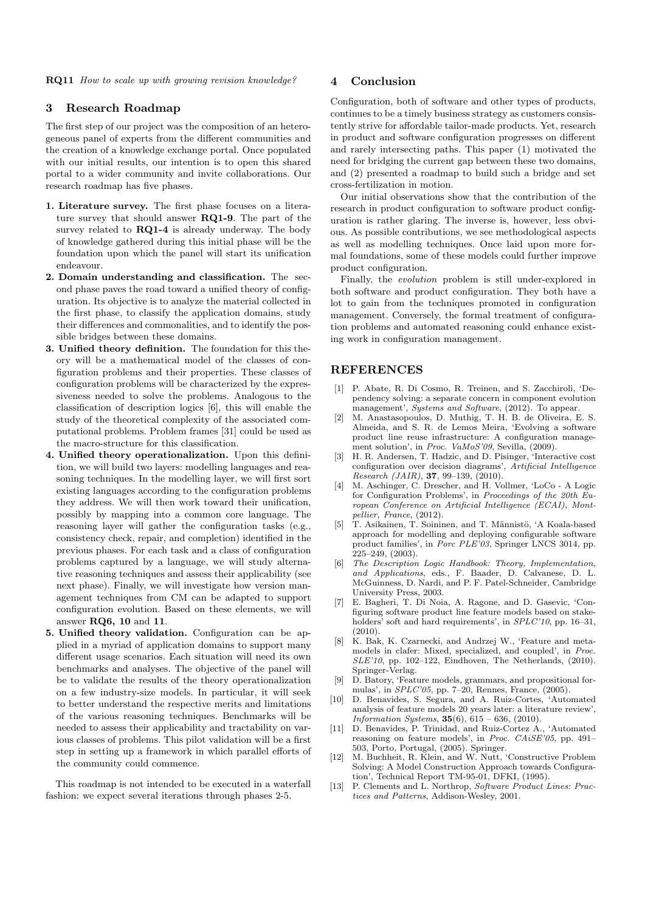**RQ11** *How to scale up with growing revision knowledge?*

## 3 Research Roadmap

The first step of our project was the composition of an heterogeneous panel of experts from the different communities and the creation of a knowledge exchange portal. Once populated with our initial results, our intention is to open this shared portal to a wider community and invite collaborations. Our research roadmap has five phases.

1. **Literature survey.** The first phase focuses on a literature survey that should answer **RQ1-9**. The part of the survey related to **RQ1-4** is already underway. The body of knowledge gathered during this initial phase will be the foundation upon which the panel will start its unification endeavour.
2. **Domain understanding and classification.** The second phase paves the road toward a unified theory of configuration. Its objective is to analyze the material collected in the first phase, to classify the application domains, study their differences and commonalities, and to identify the possible bridges between these domains.
3. **Unified theory definition.** The foundation for this theory will be a mathematical model of the classes of configuration problems and their properties. These classes of configuration problems will be characterized by the expressiveness needed to solve the problems. Analogous to the classification of description logics [6], this will enable the study of the theoretical complexity of the associated computational problems. Problem frames [31] could be used as the macro-structure for this classification.
4. **Unified theory operationalization.** Upon this definition, we will build two layers: modelling languages and reasoning techniques. In the modelling layer, we will first sort existing languages according to the configuration problems they address. We will then work toward their unification, possibly by mapping into a common core language. The reasoning layer will gather the configuration tasks (e.g., consistency check, repair, and completion) identified in the previous phases. For each task and a class of configuration problems captured by a language, we will study alternative reasoning techniques and assess their applicability (see next phase). Finally, we will investigate how version management techniques from CM can be adapted to support configuration evolution. Based on these elements, we will answer **RQ6, 10** and **11**.
5. **Unified theory validation.** Configuration can be applied in a myriad of application domains to support many different usage scenarios. Each situation will need its own benchmarks and analyses. The objective of the panel will be to validate the results of the theory operationalization on a few industry-size models. In particular, it will seek to better understand the respective merits and limitations of the various reasoning techniques. Benchmarks will be needed to assess their applicability and tractability on various classes of problems. This pilot validation will be a first step in setting up a framework in which parallel efforts of the community could commence.

This roadmap is not intended to be executed in a waterfall fashion: we expect several iterations through phases 2-5.

## 4 Conclusion

Configuration, both of software and other types of products, continues to be a timely business strategy as customers consistently strive for affordable tailor-made products. Yet, research in product and software configuration progresses on different and rarely intersecting paths. This paper (1) motivated the need for bridging the current gap between these two domains, and (2) presented a roadmap to build such a bridge and set cross-fertilization in motion.

Our initial observations show that the contribution of the research in product configuration to software product configuration is rather glaring. The inverse is, however, less obvious. As possible contributions, we see methodological aspects as well as modelling techniques. Once laid upon more formal foundations, some of these models could further improve product configuration.

Finally, the *evolution* problem is still under-explored in both software and product configuration. They both have a lot to gain from the techniques promoted in configuration management. Conversely, the formal treatment of configuration problems and automated reasoning could enhance existing work in configuration management.

## REFERENCES

[1] P. Abate, R. Di Cosmo, R. Treinen, and S. Zacchiroli, 'Dependency solving: a separate concern in component evolution management', *Systems and Software*, (2012). To appear.

[2] M. Anastasopoulos, D. Muthig, T. H. B. de Oliveira, E. S. Almeida, and S. R. de Lemos Meira, 'Evolving a software product line reuse infrastructure: A configuration management solution', in *Proc. VaMoS'09*, Sevilla, (2009).

[3] H. R. Andersen, T. Hadzic, and D. Pisinger, 'Interactive cost configuration over decision diagrams', *Artificial Intelligence Research (JAIR)*, **37**, 99–139, (2010).

[4] M. Aschinger, C. Drescher, and H. Vollmer, 'LoCo - A Logic for Configuration Problems', in *Proceedings of the 20th European Conference on Artificial Intelligence (ECAI), Montpellier, France*, (2012).

[5] T. Asikainen, T. Soininen, and T. Männistö, 'A Koala-based approach for modelling and deploying configurable software product families', in *Porc PLE'03*, Springer LNCS 3014, pp. 225–249, (2003).

[6] *The Description Logic Handbook: Theory, Implementation, and Applications*, eds., F. Baader, D. Calvanese, D. L. McGuinness, D. Nardi, and P. F. Patel-Schneider, Cambridge University Press, 2003.

[7] E. Bagheri, T. Di Noia, A. Ragone, and D. Gasevic, 'Configuring software product line feature models based on stakeholders' soft and hard requirements', in *SPLC'10*, pp. 16–31, (2010).

[8] K. Bak, K. Czarnecki, and Andrzej W., 'Feature and meta-models in clafer: Mixed, specialized, and coupled', in *Proc. SLE'10*, pp. 102–122, Eindhoven, The Netherlands, (2010). Springer-Verlag.

[9] D. Batory, 'Feature models, grammars, and propositional formulas', in *SPLC'05*, pp. 7–20, Rennes, France, (2005).

[10] D. Benavides, S. Segura, and A. Ruiz-Cortes, 'Automated analysis of feature models 20 years later: a literature review', *Information Systems*, **35**(6), 615 – 636, (2010).

[11] D. Benavides, P. Trinidad, and Ruiz-Cortez A., 'Automated reasoning on feature models', in *Proc. CAiSE'05*, pp. 491–503, Porto, Portugal, (2005). Springer.

[12] M. Buchheit, R. Klein, and W. Nutt, 'Constructive Problem Solving: A Model Construction Approach towards Configuration', Technical Report TM-95-01, DFKI, (1995).

[13] P. Clements and L. Northrop, *Software Product Lines: Practices and Patterns*, Addison-Wesley, 2001.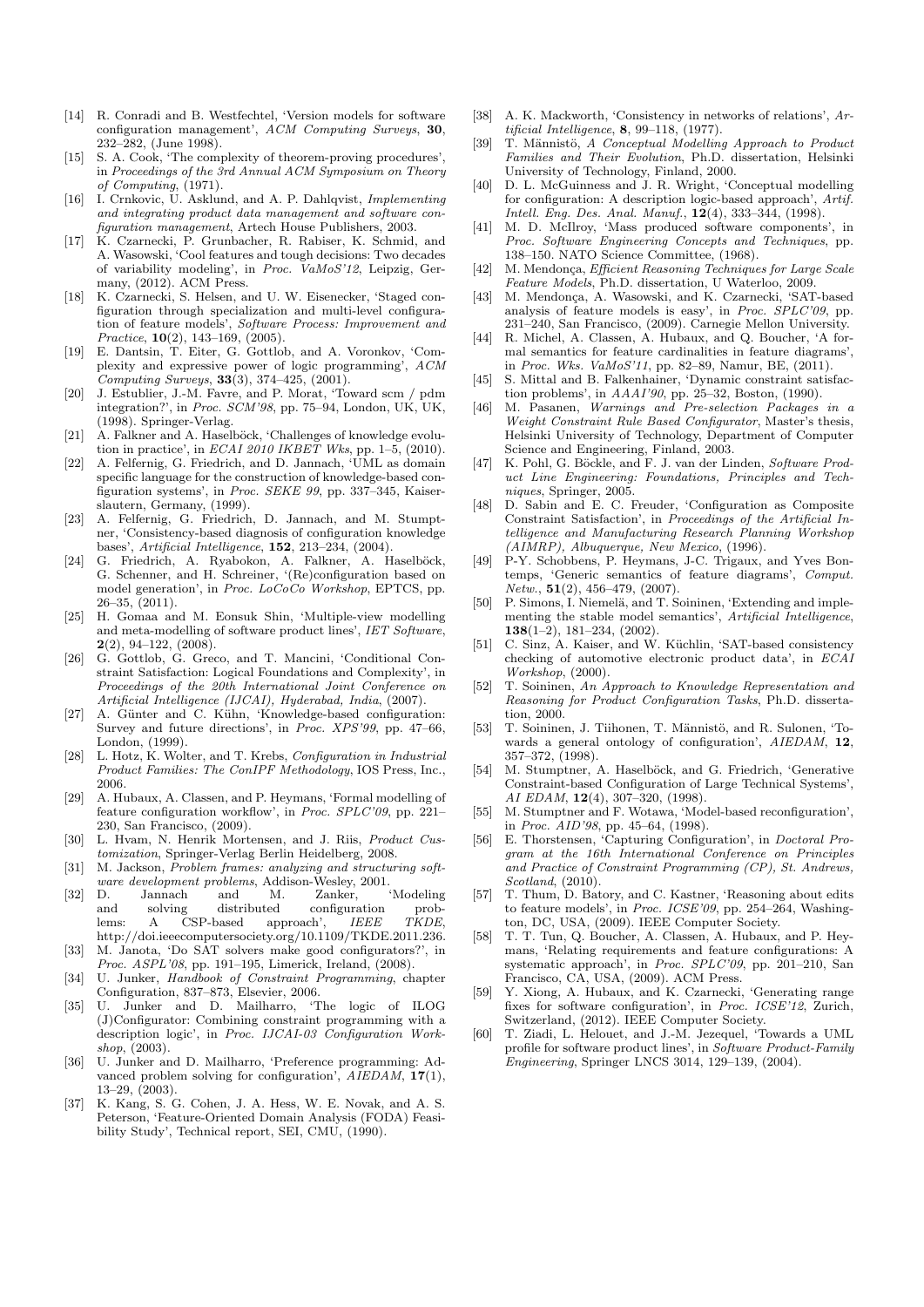[14] R. Conradi and B. Westfechtel, 'Version models for software configuration management', *ACM Computing Surveys*, **30**, 232–282, (June 1998).

[15] S. A. Cook, 'The complexity of theorem-proving procedures', in *Proceedings of the 3rd Annual ACM Symposium on Theory of Computing*, (1971).

[16] I. Crnkovic, U. Asklund, and A. P. Dahlqvist, *Implementing and integrating product data management and software configuration management*, Artech House Publishers, 2003.

[17] K. Czarnecki, P. Grunbacher, R. Rabiser, K. Schmid, and A. Wasowski, 'Cool features and tough decisions: Two decades of variability modeling', in *Proc. VaMoS'12*, Leipzig, Germany, (2012). ACM Press.

[18] K. Czarnecki, S. Helsen, and U. W. Eisenecker, 'Staged configuration through specialization and multi-level configuration of feature models', *Software Process: Improvement and Practice*, **10**(2), 143–169, (2005).

[19] E. Dantsin, T. Eiter, G. Gottlob, and A. Voronkov, 'Complexity and expressive power of logic programming', *ACM Computing Surveys*, **33**(3), 374–425, (2001).

[20] J. Estublier, J.-M. Favre, and P. Morat, 'Toward scm / pdm integration?', in *Proc. SCM'98*, pp. 75–94, London, UK, UK, (1998). Springer-Verlag.

[21] A. Falkner and A. Haselböck, 'Challenges of knowledge evolution in practice', in *ECAI 2010 IKBET Wks*, pp. 1–5, (2010).

[22] A. Felfernig, G. Friedrich, and D. Jannach, 'UML as domain specific language for the construction of knowledge-based configuration systems', in *Proc. SEKE 99*, pp. 337–345, Kaiserslautern, Germany, (1999).

[23] A. Felfernig, G. Friedrich, D. Jannach, and M. Stumptner, 'Consistency-based diagnosis of configuration knowledge bases', *Artificial Intelligence*, **152**, 213–234, (2004).

[24] G. Friedrich, A. Ryabokon, A. Falkner, A. Haselböck, G. Schenner, and H. Schreiner, '(Re)configuration based on model generation', in *Proc. LoCoCo Workshop*, EPTCS, pp. 26–35, (2011).

[25] H. Gomaa and M. Eonsuk Shin, 'Multiple-view modelling and meta-modelling of software product lines', *IET Software*, **2**(2), 94–122, (2008).

[26] G. Gottlob, G. Greco, and T. Mancini, 'Conditional Constraint Satisfaction: Logical Foundations and Complexity', in *Proceedings of the 20th International Joint Conference on Artificial Intelligence (IJCAI), Hyderabad, India*, (2007).

[27] A. Günter and C. Kühn, 'Knowledge-based configuration: Survey and future directions', in *Proc. XPS'99*, pp. 47–66, London, (1999).

[28] L. Hotz, K. Wolter, and T. Krebs, *Configuration in Industrial Product Families: The ConIPF Methodology*, IOS Press, Inc., 2006.

[29] A. Hubaux, A. Classen, and P. Heymans, 'Formal modelling of feature configuration workflow', in *Proc. SPLC'09*, pp. 221–230, San Francisco, (2009).

[30] L. Hvam, N. Henrik Mortensen, and J. Riis, *Product Customization*, Springer-Verlag Berlin Heidelberg, 2008.

[31] M. Jackson, *Problem frames: analyzing and structuring software development problems*, Addison-Wesley, 2001.

[32] D. Jannach and M. Zanker, 'Modeling and solving distributed configuration problems: A CSP-based approach', *IEEE TKDE*, http://doi.ieeecomputersociety.org/10.1109/TKDE.2011.236.

[33] M. Janota, 'Do SAT solvers make good configurators?', in *Proc. ASPL'08*, pp. 191–195, Limerick, Ireland, (2008).

[34] U. Junker, *Handbook of Constraint Programming*, chapter Configuration, 837–873, Elsevier, 2006.

[35] U. Junker and D. Mailharro, 'The logic of ILOG (J)Configurator: Combining constraint programming with a description logic', in *Proc. IJCAI-03 Configuration Workshop*, (2003).

[36] U. Junker and D. Mailharro, 'Preference programming: Advanced problem solving for configuration', *AIEDAM*, **17**(1), 13–29, (2003).

[37] K. Kang, S. G. Cohen, J. A. Hess, W. E. Novak, and A. S. Peterson, 'Feature-Oriented Domain Analysis (FODA) Feasibility Study', Technical report, SEI, CMU, (1990).

[38] A. K. Mackworth, 'Consistency in networks of relations', *Artificial Intelligence*, **8**, 99–118, (1977).

[39] T. Männistö, *A Conceptual Modelling Approach to Product Families and Their Evolution*, Ph.D. dissertation, Helsinki University of Technology, Finland, 2000.

[40] D. L. McGuinness and J. R. Wright, 'Conceptual modelling for configuration: A description logic-based approach', *Artif. Intell. Eng. Des. Anal. Manuf.*, **12**(4), 333–344, (1998).

[41] M. D. McIlroy, 'Mass produced software components', in *Proc. Software Engineering Concepts and Techniques*, pp. 138–150. NATO Science Committee, (1968).

[42] M. Mendonça, *Efficient Reasoning Techniques for Large Scale Feature Models*, Ph.D. dissertation, U Waterloo, 2009.

[43] M. Mendonça, A. Wasowski, and K. Czarnecki, 'SAT-based analysis of feature models is easy', in *Proc. SPLC'09*, pp. 231–240, San Francisco, (2009). Carnegie Mellon University.

[44] R. Michel, A. Classen, A. Hubaux, and Q. Boucher, 'A formal semantics for feature cardinalities in feature diagrams', in *Proc. Wks. VaMoS'11*, pp. 82–89, Namur, BE, (2011).

[45] S. Mittal and B. Falkenhainer, 'Dynamic constraint satisfaction problems', in *AAAI'90*, pp. 25–32, Boston, (1990).

[46] M. Pasanen, *Warnings and Pre-selection Packages in a Weight Constraint Rule Based Configurator*, Master's thesis, Helsinki University of Technology, Department of Computer Science and Engineering, Finland, 2003.

[47] K. Pohl, G. Böckle, and F. J. van der Linden, *Software Product Line Engineering: Foundations, Principles and Techniques*, Springer, 2005.

[48] D. Sabin and E. C. Freuder, 'Configuration as Composite Constraint Satisfaction', in *Proceedings of the Artificial Intelligence and Manufacturing Research Planning Workshop (AIMRP), Albuquerque, New Mexico*, (1996).

[49] P-Y. Schobbens, P. Heymans, J-C. Trigaux, and Yves Bontemps, 'Generic semantics of feature diagrams', *Comput. Netw.*, **51**(2), 456–479, (2007).

[50] P. Simons, I. Niemelä, and T. Soininen, 'Extending and implementing the stable model semantics', *Artificial Intelligence*, **138**(1–2), 181–234, (2002).

[51] C. Sinz, A. Kaiser, and W. Küchlin, 'SAT-based consistency checking of automotive electronic product data', in *ECAI Workshop*, (2000).

[52] T. Soininen, *An Approach to Knowledge Representation and Reasoning for Product Configuration Tasks*, Ph.D. dissertation, 2000.

[53] T. Soininen, J. Tiihonen, T. Männistö, and R. Sulonen, 'Towards a general ontology of configuration', *AIEDAM*, **12**, 357–372, (1998).

[54] M. Stumptner, A. Haselböck, and G. Friedrich, 'Generative Constraint-based Configuration of Large Technical Systems', *AI EDAM*, **12**(4), 307–320, (1998).

[55] M. Stumptner and F. Wotawa, 'Model-based reconfiguration', in *Proc. AID'98*, pp. 45–64, (1998).

[56] E. Thorstensen, 'Capturing Configuration', in *Doctoral Program at the 16th International Conference on Principles and Practice of Constraint Programming (CP), St. Andrews, Scotland*, (2010).

[57] T. Thum, D. Batory, and C. Kastner, 'Reasoning about edits to feature models', in *Proc. ICSE'09*, pp. 254–264, Washington, DC, USA, (2009). IEEE Computer Society.

[58] T. T. Tun, Q. Boucher, A. Classen, A. Hubaux, and P. Heymans, 'Relating requirements and feature configurations: A systematic approach', in *Proc. SPLC'09*, pp. 201–210, San Francisco, CA, USA, (2009). ACM Press.

[59] Y. Xiong, A. Hubaux, and K. Czarnecki, 'Generating range fixes for software configuration', in *Proc. ICSE'12*, Zurich, Switzerland, (2012). IEEE Computer Society.

[60] T. Ziadi, L. Helouet, and J.-M. Jezequel, 'Towards a UML profile for software product lines', in *Software Product-Family Engineering*, Springer LNCS 3014, 129–139, (2004).